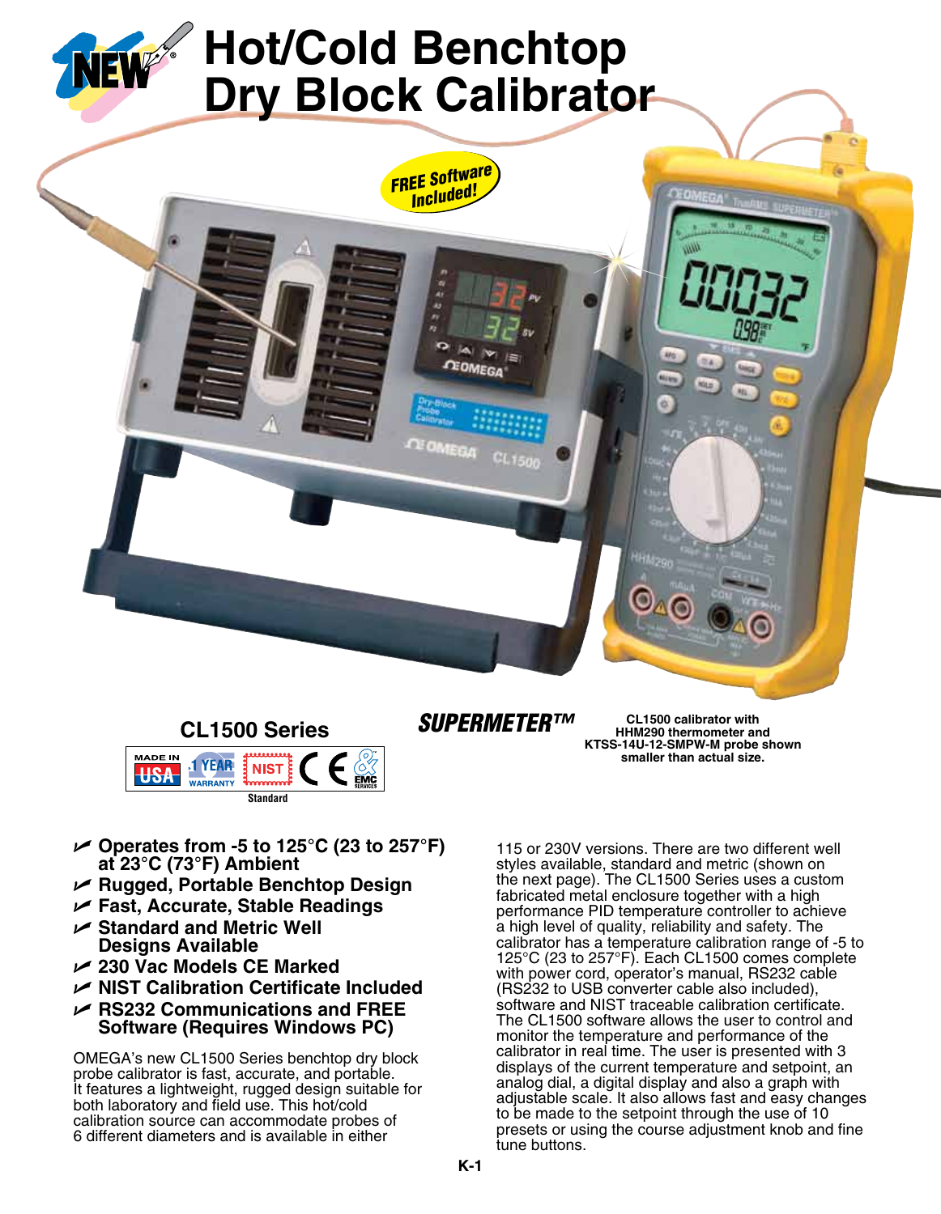# Hot/Cold Benchtop Dry Block Calibrator

FREE Software Included!

## CL1500 Series

*SUPERMETER™*

CL1500 calibrator with HHM290 thermometer and KTSS-14U-12-SMPW-M probe shown smaller than actual size.

- **Operates from -5 to 125°C (23 to 257°F) at 23°C (73°F) Ambient**
- **Rugged, Portable Benchtop Design**
- **Fast, Accurate, Stable Readings**
- **Standard and Metric Well Designs Available**
- **230 Vac Models CE Marked**
- **NIST Calibration Certificate Included**
- **RS232 Communications and FREE Software (Requires Windows PC)**

OMEGA's new CL1500 Series benchtop dry block probe calibrator is fast, accurate, and portable. It features a lightweight, rugged design suitable for both laboratory and field use. This hot/cold calibration source can accommodate probes of 6 different diameters and is available in either 115 or 230V versions. There are two different well styles available, standard and metric (shown on the next page). The CL1500 Series uses a custom fabricated metal enclosure together with a high performance PID temperature controller to achieve a high level of quality, reliability and safety. The calibrator has a temperature calibration range of -5 to 125°C (23 to 257°F). Each CL1500 comes complete with power cord, operator's manual, RS232 cable (RS232 to USB converter cable also included), software and NIST traceable calibration certificate. The CL1500 software allows the user to control and monitor the temperature and performance of the calibrator in real time. The user is presented with 3 displays of the current temperature and setpoint, an analog dial, a digital display and also a graph with adjustable scale. It also allows fast and easy changes to be made to the setpoint through the use of 10 presets or using the course adjustment knob and fine tune buttons.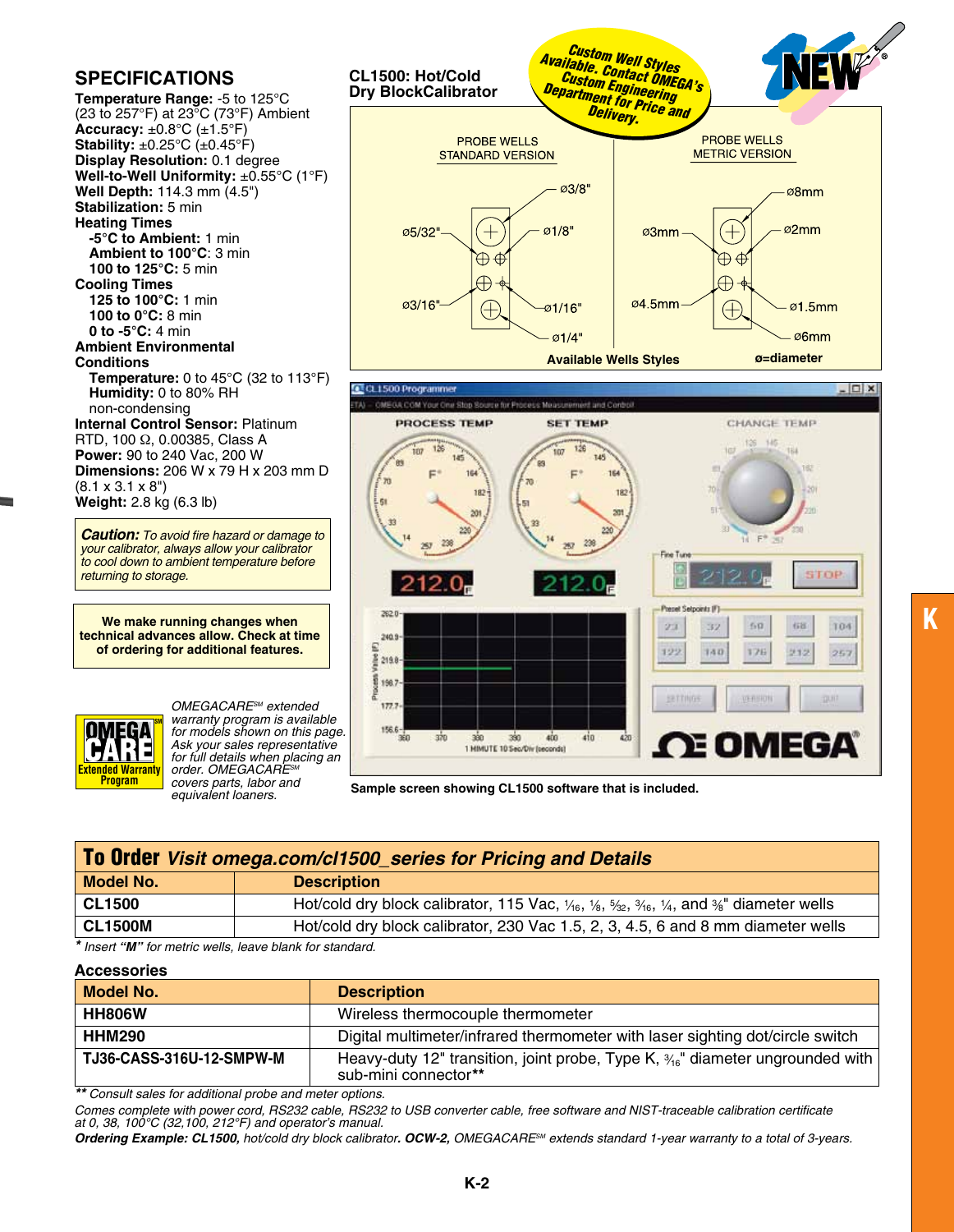## SPECIFICATIONS

**Temperature Range:** -5 to 125°C (23 to 257°F) at 23°C (73°F) Ambient
**Accuracy:** ±0.8°C (±1.5°F)
**Stability:** ±0.25°C (±0.45°F)
**Display Resolution:** 0.1 degree
**Well-to-Well Uniformity:** ±0.55°C (1°F)
**Well Depth:** 114.3 mm (4.5")
**Stabilization:** 5 min
**Heating Times**
- **-5°C to Ambient:** 1 min
- **Ambient to 100°C**: 3 min
- **100 to 125°C:** 5 min

**Cooling Times**
- **125 to 100°C:** 1 min
- **100 to 0°C:** 8 min
- **0 to -5°C:** 4 min

**Ambient Environmental Conditions**
- **Temperature:** 0 to 45°C (32 to 113°F)
- **Humidity:** 0 to 80% RH non-condensing

**Internal Control Sensor:** Platinum RTD, 100 Ω, 0.00385, Class A
**Power:** 90 to 240 Vac, 200 W
**Dimensions:** 206 W x 79 H x 203 mm D (8.1 x 3.1 x 8")
**Weight:** 2.8 kg (6.3 lb)

***Caution:*** *To avoid fire hazard or damage to your calibrator, always allow your calibrator to cool down to ambient temperature before returning to storage.*

**We make running changes when technical advances allow. Check at time of ordering for additional features.**

OMEGACARE Extended Warranty Program

*OMEGACARE℠ extended warranty program is available for models shown on this page. Ask your sales representative for full details when placing an order. OMEGACARE℠ covers parts, labor and equivalent loaners.*

**CL1500: Hot/Cold Dry BlockCalibrator**

NEW

Custom Well Styles Available. Contact OMEGA's Custom Engineering Department for Price and Delivery.

PROBE WELLS STANDARD VERSION

ø3/8"
ø5/32"
ø1/8"
ø3/16"
ø1/16"
ø1/4"

PROBE WELLS METRIC VERSION

ø8mm
ø3mm
ø2mm
ø4.5mm
ø1.5mm
ø6mm

Available Wells Styles

ø=diameter

CL1500 Programmer

PROCESS TEMP
SET TEMP
CHANGE TEMP
212.0
212.0
212.0
STOP
Fine Tune
Preset Setpoints (F)
23 32 50 68 104
122 140 176 212 257
SETTINGS VERSION QUIT
1 MINUTE 10 Sec/Div (seconds)
OMEGA

**Sample screen showing CL1500 software that is included.**

| **To Order** *Visit omega.com/cl1500_series for Pricing and Details* | |
|---|---|
| **Model No.** | **Description** |
| **CL1500** | Hot/cold dry block calibrator, 115 Vac, 1⁄16, 1⁄8, 5⁄32, 3⁄16, 1⁄4, and 3⁄8" diameter wells |
| **CL1500M** | Hot/cold dry block calibrator, 230 Vac 1.5, 2, 3, 4.5, 6 and 8 mm diameter wells |

*\* Insert **"M"** for metric wells, leave blank for standard.*

### Accessories

| Model No. | Description |
|---|---|
| **HH806W** | Wireless thermocouple thermometer |
| **HHM290** | Digital multimeter/infrared thermometer with laser sighting dot/circle switch |
| **TJ36-CASS-316U-12-SMPW-M** | Heavy-duty 12" transition, joint probe, Type K, 3⁄16" diameter ungrounded with sub-mini connector** |

*\*\* Consult sales for additional probe and meter options.*

*Comes complete with power cord, RS232 cable, RS232 to USB converter cable, free software and NIST-traceable calibration certificate at 0, 38, 100°C (32,100, 212°F) and operator's manual.*

***Ordering Example: CL1500,*** *hot/cold dry block calibrator.* ***OCW-2,*** *OMEGACARE℠ extends standard 1-year warranty to a total of 3-years.*